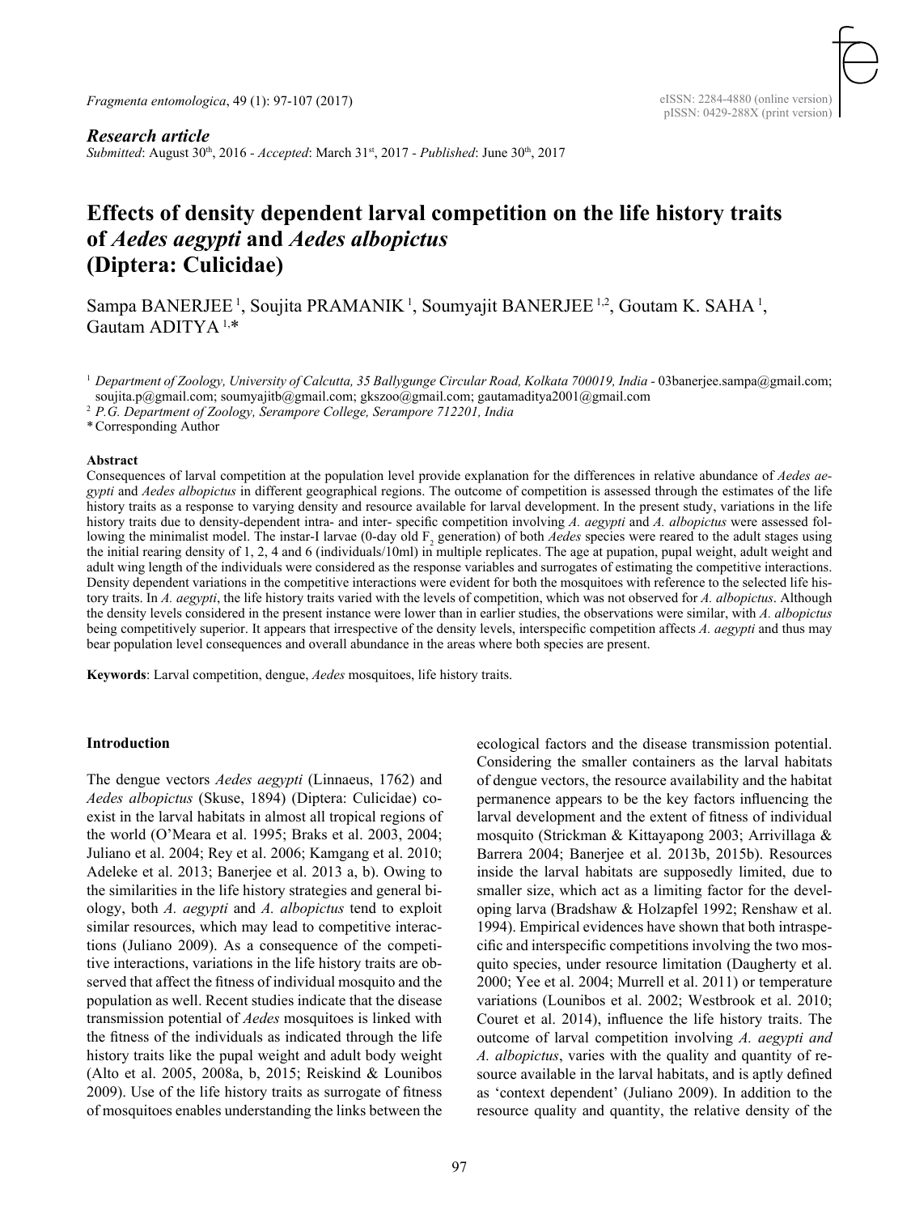*Research article*

*Submitted*: August 30th, 2016 - *Accepted*: March 31st, 2017 - *Published*: June 30th, 2017

# Effects of density dependent larval competition on the life history traits of *Aedes aegypti* and *Aedes albopictus* (Diptera: Culicidae)

Sampa BANERJEE [1], Soujita PRAMANIK [1], Soumyajit BANERJEE [1,2], Goutam K. SAHA [1], Gautam ADITYA [1,*]

[1] *Department of Zoology, University of Calcutta, 35 Ballygunge Circular Road, Kolkata 700019, India* - 03banerjee.sampa@gmail.com; soujita.p@gmail.com; soumyajitb@gmail.com; gkszoo@gmail.com; gautamaditya2001@gmail.com

[2] *P.G. Department of Zoology, Serampore College, Serampore 712201, India*

\* Corresponding Author

**Abstract**

Consequences of larval competition at the population level provide explanation for the differences in relative abundance of *Aedes aegypti* and *Aedes albopictus* in different geographical regions. The outcome of competition is assessed through the estimates of the life history traits as a response to varying density and resource available for larval development. In the present study, variations in the life history traits due to density-dependent intra- and inter- specific competition involving *A. aegypti* and *A. albopictus* were assessed following the minimalist model. The instar-I larvae (0-day old $F_2$ generation) of both *Aedes* species were reared to the adult stages using the initial rearing density of 1, 2, 4 and 6 (individuals/10ml) in multiple replicates. The age at pupation, pupal weight, adult weight and adult wing length of the individuals were considered as the response variables and surrogates of estimating the competitive interactions. Density dependent variations in the competitive interactions were evident for both the mosquitoes with reference to the selected life history traits. In *A. aegypti*, the life history traits varied with the levels of competition, which was not observed for *A. albopictus*. Although the density levels considered in the present instance were lower than in earlier studies, the observations were similar, with *A. albopictus* being competitively superior. It appears that irrespective of the density levels, interspecific competition affects *A. aegypti* and thus may bear population level consequences and overall abundance in the areas where both species are present.

**Keywords**: Larval competition, dengue, *Aedes* mosquitoes, life history traits.

## Introduction

The dengue vectors *Aedes aegypti* (Linnaeus, 1762) and *Aedes albopictus* (Skuse, 1894) (Diptera: Culicidae) coexist in the larval habitats in almost all tropical regions of the world (O'Meara et al. 1995; Braks et al. 2003, 2004; Juliano et al. 2004; Rey et al. 2006; Kamgang et al. 2010; Adeleke et al. 2013; Banerjee et al. 2013 a, b). Owing to the similarities in the life history strategies and general biology, both *A. aegypti* and *A. albopictus* tend to exploit similar resources, which may lead to competitive interactions (Juliano 2009). As a consequence of the competitive interactions, variations in the life history traits are observed that affect the fitness of individual mosquito and the population as well. Recent studies indicate that the disease transmission potential of *Aedes* mosquitoes is linked with the fitness of the individuals as indicated through the life history traits like the pupal weight and adult body weight (Alto et al. 2005, 2008a, b, 2015; Reiskind & Lounibos 2009). Use of the life history traits as surrogate of fitness of mosquitoes enables understanding the links between the ecological factors and the disease transmission potential. Considering the smaller containers as the larval habitats of dengue vectors, the resource availability and the habitat permanence appears to be the key factors influencing the larval development and the extent of fitness of individual mosquito (Strickman & Kittayapong 2003; Arrivillaga & Barrera 2004; Banerjee et al. 2013b, 2015b). Resources inside the larval habitats are supposedly limited, due to smaller size, which act as a limiting factor for the developing larva (Bradshaw & Holzapfel 1992; Renshaw et al. 1994). Empirical evidences have shown that both intraspecific and interspecific competitions involving the two mosquito species, under resource limitation (Daugherty et al. 2000; Yee et al. 2004; Murrell et al. 2011) or temperature variations (Lounibos et al. 2002; Westbrook et al. 2010; Couret et al. 2014), influence the life history traits. The outcome of larval competition involving *A. aegypti and A. albopictus*, varies with the quality and quantity of resource available in the larval habitats, and is aptly defined as 'context dependent' (Juliano 2009). In addition to the resource quality and quantity, the relative density of the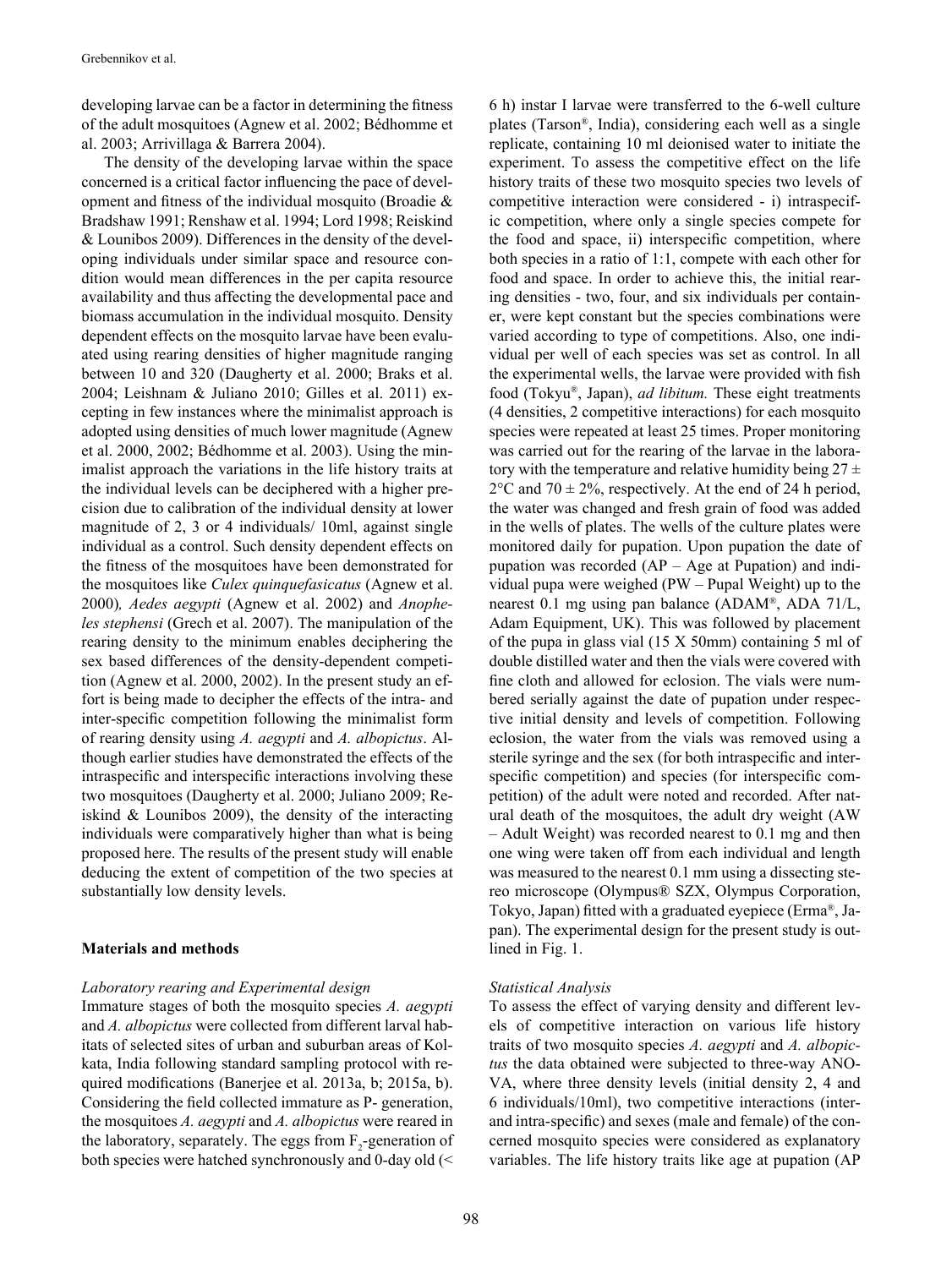developing larvae can be a factor in determining the fitness of the adult mosquitoes (Agnew et al. 2002; Bédhomme et al. 2003; Arrivillaga & Barrera 2004).

The density of the developing larvae within the space concerned is a critical factor influencing the pace of development and fitness of the individual mosquito (Broadie & Bradshaw 1991; Renshaw et al. 1994; Lord 1998; Reiskind & Lounibos 2009). Differences in the density of the developing individuals under similar space and resource condition would mean differences in the per capita resource availability and thus affecting the developmental pace and biomass accumulation in the individual mosquito. Density dependent effects on the mosquito larvae have been evaluated using rearing densities of higher magnitude ranging between 10 and 320 (Daugherty et al. 2000; Braks et al. 2004; Leishnam & Juliano 2010; Gilles et al. 2011) excepting in few instances where the minimalist approach is adopted using densities of much lower magnitude (Agnew et al. 2000, 2002; Bédhomme et al. 2003). Using the minimalist approach the variations in the life history traits at the individual levels can be deciphered with a higher precision due to calibration of the individual density at lower magnitude of 2, 3 or 4 individuals/ 10ml, against single individual as a control. Such density dependent effects on the fitness of the mosquitoes have been demonstrated for the mosquitoes like *Culex quinquefasicatus* (Agnew et al. 2000)*, Aedes aegypti* (Agnew et al. 2002) and *Anopheles stephensi* (Grech et al. 2007). The manipulation of the rearing density to the minimum enables deciphering the sex based differences of the density-dependent competition (Agnew et al. 2000, 2002). In the present study an effort is being made to decipher the effects of the intra- and inter-specific competition following the minimalist form of rearing density using *A. aegypti* and *A. albopictus*. Although earlier studies have demonstrated the effects of the intraspecific and interspecific interactions involving these two mosquitoes (Daugherty et al. 2000; Juliano 2009; Reiskind & Lounibos 2009), the density of the interacting individuals were comparatively higher than what is being proposed here. The results of the present study will enable deducing the extent of competition of the two species at substantially low density levels.

## Materials and methods

### *Laboratory rearing and Experimental design*

Immature stages of both the mosquito species *A. aegypti* and *A. albopictus* were collected from different larval habitats of selected sites of urban and suburban areas of Kolkata, India following standard sampling protocol with required modifications (Banerjee et al. 2013a, b; 2015a, b). Considering the field collected immature as P- generation, the mosquitoes *A. aegypti* and *A. albopictus* were reared in the laboratory, separately. The eggs from $F_2$-generation of both species were hatched synchronously and 0-day old (< 6 h) instar I larvae were transferred to the 6-well culture plates (Tarson®, India), considering each well as a single replicate, containing 10 ml deionised water to initiate the experiment. To assess the competitive effect on the life history traits of these two mosquito species two levels of competitive interaction were considered - i) intraspecific competition, where only a single species compete for the food and space, ii) interspecific competition, where both species in a ratio of 1:1, compete with each other for food and space. In order to achieve this, the initial rearing densities - two, four, and six individuals per container, were kept constant but the species combinations were varied according to type of competitions. Also, one individual per well of each species was set as control. In all the experimental wells, the larvae were provided with fish food (Tokyu®, Japan), *ad libitum.* These eight treatments (4 densities, 2 competitive interactions) for each mosquito species were repeated at least 25 times. Proper monitoring was carried out for the rearing of the larvae in the laboratory with the temperature and relative humidity being $27 \pm 2°C$ and $70 \pm 2\%$, respectively. At the end of 24 h period, the water was changed and fresh grain of food was added in the wells of plates. The wells of the culture plates were monitored daily for pupation. Upon pupation the date of pupation was recorded (AP – Age at Pupation) and individual pupa were weighed (PW – Pupal Weight) up to the nearest 0.1 mg using pan balance (ADAM®, ADA 71/L, Adam Equipment, UK). This was followed by placement of the pupa in glass vial (15 X 50mm) containing 5 ml of double distilled water and then the vials were covered with fine cloth and allowed for eclosion. The vials were numbered serially against the date of pupation under respective initial density and levels of competition. Following eclosion, the water from the vials was removed using a sterile syringe and the sex (for both intraspecific and interspecific competition) and species (for interspecific competition) of the adult were noted and recorded. After natural death of the mosquitoes, the adult dry weight (AW – Adult Weight) was recorded nearest to 0.1 mg and then one wing were taken off from each individual and length was measured to the nearest 0.1 mm using a dissecting stereo microscope (Olympus® SZX, Olympus Corporation, Tokyo, Japan) fitted with a graduated eyepiece (Erma®, Japan). The experimental design for the present study is outlined in Fig. 1.

### *Statistical Analysis*

To assess the effect of varying density and different levels of competitive interaction on various life history traits of two mosquito species *A. aegypti* and *A. albopictus* the data obtained were subjected to three-way ANOVA, where three density levels (initial density 2, 4 and 6 individuals/10ml), two competitive interactions (inter- and intra-specific) and sexes (male and female) of the concerned mosquito species were considered as explanatory variables. The life history traits like age at pupation (AP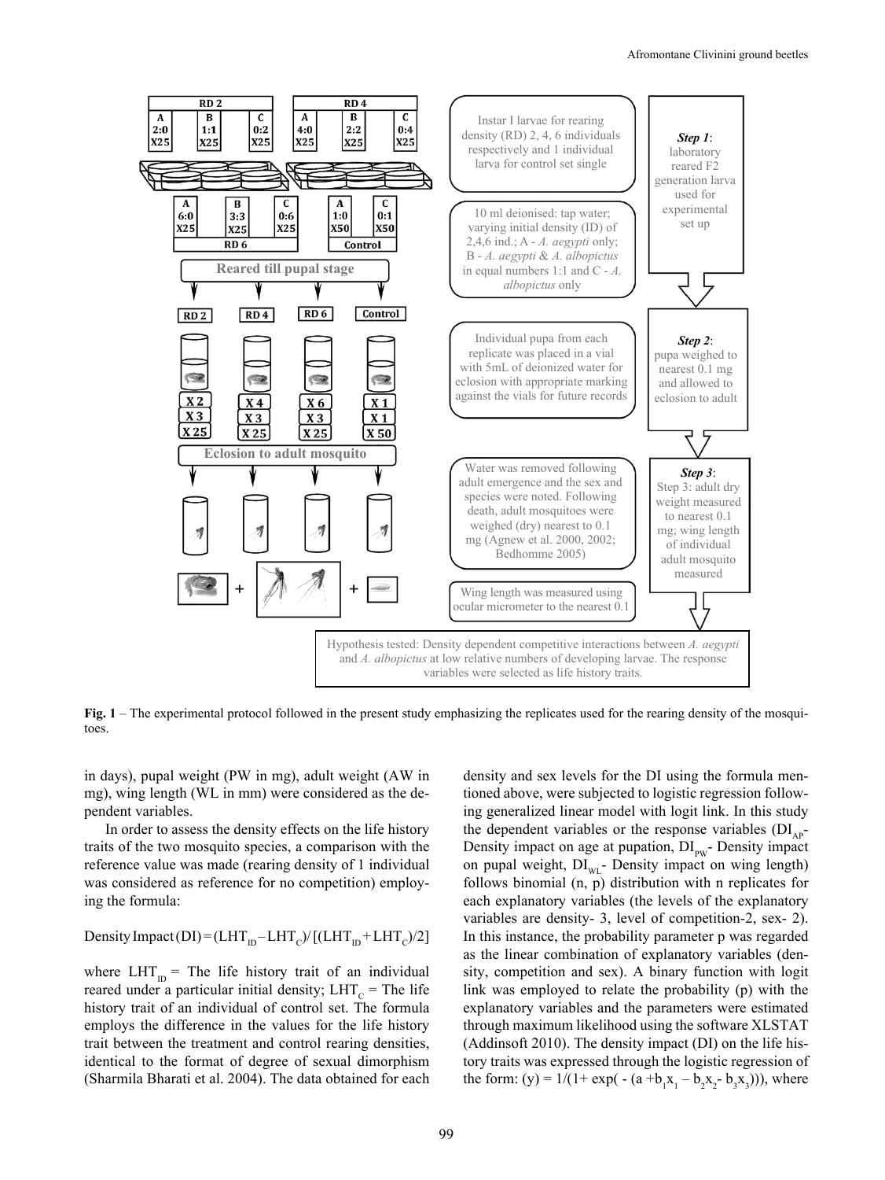**Fig. 1** – The experimental protocol followed in the present study emphasizing the replicates used for the rearing density of the mosquitoes.

in days), pupal weight (PW in mg), adult weight (AW in mg), wing length (WL in mm) were considered as the dependent variables.

In order to assess the density effects on the life history traits of the two mosquito species, a comparison with the reference value was made (rearing density of 1 individual was considered as reference for no competition) employing the formula:

$$\text{Density Impact (DI)} = (LHT_{ID} - LHT_C) / [(LHT_{ID} + LHT_C)/2]$$

where $LHT_{ID}$ = The life history trait of an individual reared under a particular initial density; $LHT_C$ = The life history trait of an individual of control set. The formula employs the difference in the values for the life history trait between the treatment and control rearing densities, identical to the format of degree of sexual dimorphism (Sharmila Bharati et al. 2004). The data obtained for each density and sex levels for the DI using the formula mentioned above, were subjected to logistic regression following generalized linear model with logit link. In this study the dependent variables or the response variables ($DI_{AP}$- Density impact on age at pupation, $DI_{PW}$- Density impact on pupal weight, $DI_{WL}$- Density impact on wing length) follows binomial (n, p) distribution with n replicates for each explanatory variables (the levels of the explanatory variables are density- 3, level of competition-2, sex- 2). In this instance, the probability parameter p was regarded as the linear combination of explanatory variables (density, competition and sex). A binary function with logit link was employed to relate the probability (p) with the explanatory variables and the parameters were estimated through maximum likelihood using the software XLSTAT (Addinsoft 2010). The density impact (DI) on the life history traits was expressed through the logistic regression of the form: $(y) = 1/(1+ \exp( - (a + b_1x_1 - b_2x_2 - b_3x_3)))$, where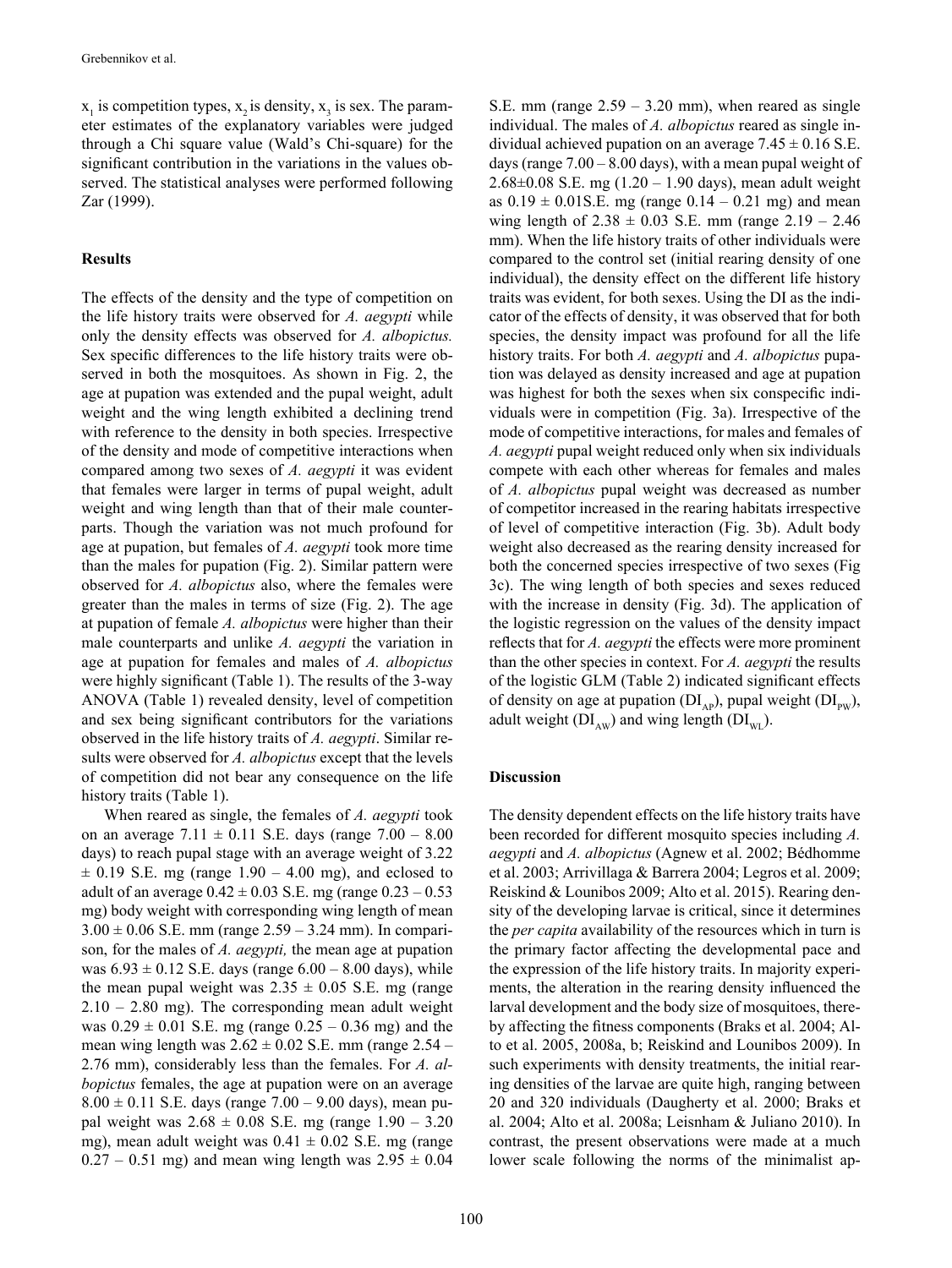$x_1$ is competition types, $x_2$ is density, $x_3$ is sex. The parameter estimates of the explanatory variables were judged through a Chi square value (Wald's Chi-square) for the significant contribution in the variations in the values observed. The statistical analyses were performed following Zar (1999).

## Results

The effects of the density and the type of competition on the life history traits were observed for *A. aegypti* while only the density effects was observed for *A. albopictus.* Sex specific differences to the life history traits were observed in both the mosquitoes. As shown in Fig. 2, the age at pupation was extended and the pupal weight, adult weight and the wing length exhibited a declining trend with reference to the density in both species. Irrespective of the density and mode of competitive interactions when compared among two sexes of *A. aegypti* it was evident that females were larger in terms of pupal weight, adult weight and wing length than that of their male counterparts. Though the variation was not much profound for age at pupation, but females of *A. aegypti* took more time than the males for pupation (Fig. 2). Similar pattern were observed for *A. albopictus* also, where the females were greater than the males in terms of size (Fig. 2). The age at pupation of female *A. albopictus* were higher than their male counterparts and unlike *A. aegypti* the variation in age at pupation for females and males of *A. albopictus* were highly significant (Table 1). The results of the 3-way ANOVA (Table 1) revealed density, level of competition and sex being significant contributors for the variations observed in the life history traits of *A. aegypti*. Similar results were observed for *A. albopictus* except that the levels of competition did not bear any consequence on the life history traits (Table 1).

When reared as single, the females of *A. aegypti* took on an average 7.11 ± 0.11 S.E. days (range 7.00 – 8.00 days) to reach pupal stage with an average weight of 3.22 ± 0.19 S.E. mg (range 1.90 – 4.00 mg), and eclosed to adult of an average 0.42 ± 0.03 S.E. mg (range 0.23 – 0.53 mg) body weight with corresponding wing length of mean 3.00 ± 0.06 S.E. mm (range 2.59 – 3.24 mm). In comparison, for the males of *A. aegypti,* the mean age at pupation was 6.93 ± 0.12 S.E. days (range 6.00 – 8.00 days), while the mean pupal weight was 2.35 ± 0.05 S.E. mg (range 2.10 – 2.80 mg). The corresponding mean adult weight was 0.29 ± 0.01 S.E. mg (range 0.25 – 0.36 mg) and the mean wing length was 2.62 ± 0.02 S.E. mm (range 2.54 – 2.76 mm), considerably less than the females. For *A. albopictus* females, the age at pupation were on an average 8.00 ± 0.11 S.E. days (range 7.00 – 9.00 days), mean pupal weight was 2.68 ± 0.08 S.E. mg (range 1.90 – 3.20 mg), mean adult weight was 0.41 ± 0.02 S.E. mg (range 0.27 – 0.51 mg) and mean wing length was 2.95 ± 0.04 S.E. mm (range 2.59 – 3.20 mm), when reared as single individual. The males of *A. albopictus* reared as single individual achieved pupation on an average 7.45 ± 0.16 S.E. days (range 7.00 – 8.00 days), with a mean pupal weight of 2.68±0.08 S.E. mg (1.20 – 1.90 days), mean adult weight as 0.19 ± 0.01S.E. mg (range 0.14 – 0.21 mg) and mean wing length of 2.38 ± 0.03 S.E. mm (range 2.19 – 2.46 mm). When the life history traits of other individuals were compared to the control set (initial rearing density of one individual), the density effect on the different life history traits was evident, for both sexes. Using the DI as the indicator of the effects of density, it was observed that for both species, the density impact was profound for all the life history traits. For both *A. aegypti* and *A. albopictus* pupation was delayed as density increased and age at pupation was highest for both the sexes when six conspecific individuals were in competition (Fig. 3a). Irrespective of the mode of competitive interactions, for males and females of *A. aegypti* pupal weight reduced only when six individuals compete with each other whereas for females and males of *A. albopictus* pupal weight was decreased as number of competitor increased in the rearing habitats irrespective of level of competitive interaction (Fig. 3b). Adult body weight also decreased as the rearing density increased for both the concerned species irrespective of two sexes (Fig 3c). The wing length of both species and sexes reduced with the increase in density (Fig. 3d). The application of the logistic regression on the values of the density impact reflects that for *A. aegypti* the effects were more prominent than the other species in context. For *A. aegypti* the results of the logistic GLM (Table 2) indicated significant effects of density on age at pupation ($DI_{AP}$), pupal weight ($DI_{PW}$), adult weight ($DI_{AW}$) and wing length ($DI_{WL}$).

## Discussion

The density dependent effects on the life history traits have been recorded for different mosquito species including *A. aegypti* and *A. albopictus* (Agnew et al. 2002; Bédhomme et al. 2003; Arrivillaga & Barrera 2004; Legros et al. 2009; Reiskind & Lounibos 2009; Alto et al. 2015). Rearing density of the developing larvae is critical, since it determines the *per capita* availability of the resources which in turn is the primary factor affecting the developmental pace and the expression of the life history traits. In majority experiments, the alteration in the rearing density influenced the larval development and the body size of mosquitoes, thereby affecting the fitness components (Braks et al. 2004; Alto et al. 2005, 2008a, b; Reiskind and Lounibos 2009). In such experiments with density treatments, the initial rearing densities of the larvae are quite high, ranging between 20 and 320 individuals (Daugherty et al. 2000; Braks et al. 2004; Alto et al. 2008a; Leisnham & Juliano 2010). In contrast, the present observations were made at a much lower scale following the norms of the minimalist ap-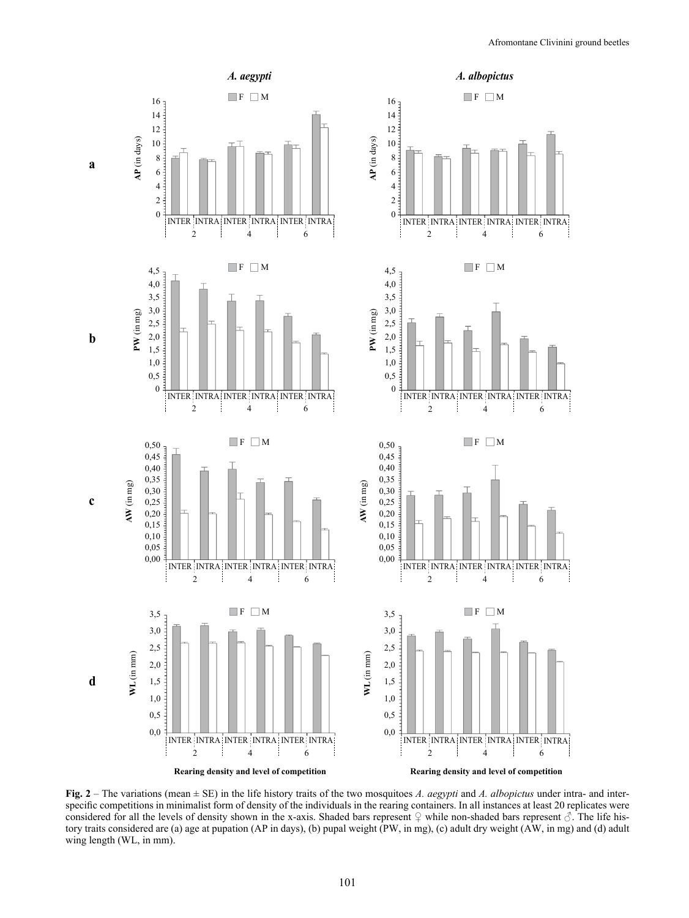**Fig. 2** – The variations (mean ± SE) in the life history traits of the two mosquitoes *A. aegypti* and *A. albopictus* under intra- and interspecific competitions in minimalist form of density of the individuals in the rearing containers. In all instances at least 20 replicates were considered for all the levels of density shown in the x-axis. Shaded bars represent ♀ while non-shaded bars represent ♂. The life history traits considered are (a) age at pupation (AP in days), (b) pupal weight (PW, in mg), (c) adult dry weight (AW, in mg) and (d) adult wing length (WL, in mm).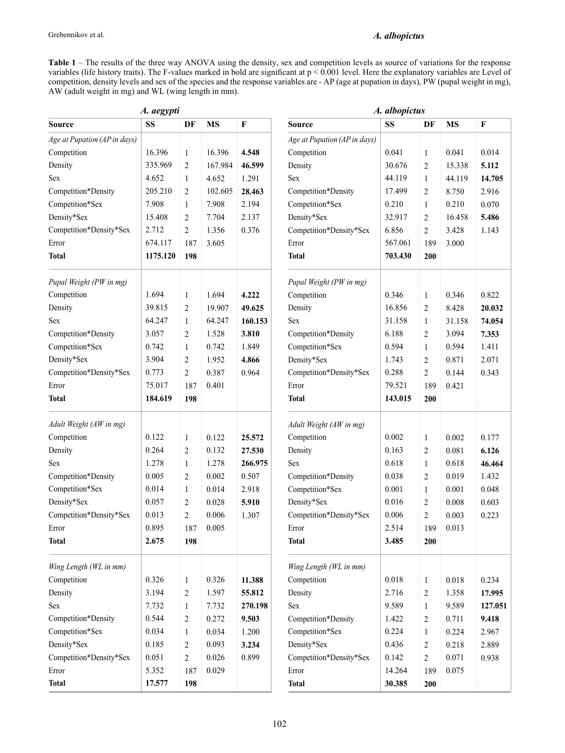**Table 1** – The results of the three way ANOVA using the density, sex and competition levels as source of variations for the response variables (life history traits). The F-values marked in bold are significant at $p < 0.001$ level. Here the explanatory variables are Level of competition, density levels and sex of the species and the response variables are - AP (age at pupation in days), PW (pupal weight in mg), AW (adult weight in mg) and WL (wing length in mm).

| *A. aegypti* | | | | | *A. albopictus* | | | | |
|---|---|---|---|---|---|---|---|---|---|
| **Source** | **SS** | **DF** | **MS** | **F** | **Source** | **SS** | **DF** | **MS** | **F** |
| *Age at Pupation (AP in days)* | | | | | *Age at Pupation (AP in days)* | | | | |
| Competition | 16.396 | 1 | 16.396 | **4.548** | Competition | 0.041 | 1 | 0.041 | 0.014 |
| Density | 335.969 | 2 | 167.984 | **46.599** | Density | 30.676 | 2 | 15.338 | **5.112** |
| Sex | 4.652 | 1 | 4.652 | 1.291 | Sex | 44.119 | 1 | 44.119 | **14.705** |
| Competition*Density | 205.210 | 2 | 102.605 | **28.463** | Competition*Density | 17.499 | 2 | 8.750 | 2.916 |
| Competition*Sex | 7.908 | 1 | 7.908 | 2.194 | Competition*Sex | 0.210 | 1 | 0.210 | 0.070 |
| Density*Sex | 15.408 | 2 | 7.704 | 2.137 | Density*Sex | 32.917 | 2 | 16.458 | **5.486** |
| Competition*Density*Sex | 2.712 | 2 | 1.356 | 0.376 | Competition*Density*Sex | 6.856 | 2 | 3.428 | 1.143 |
| Error | 674.117 | 187 | 3.605 | | Error | 567.061 | 189 | 3.000 | |
| **Total** | **1175.120** | **198** | | | **Total** | **703.430** | **200** | | |
| *Pupal Weight (PW in mg)* | | | | | *Pupal Weight (PW in mg)* | | | | |
| Competition | 1.694 | 1 | 1.694 | **4.222** | Competition | 0.346 | 1 | 0.346 | 0.822 |
| Density | 39.815 | 2 | 19.907 | **49.625** | Density | 16.856 | 2 | 8.428 | **20.032** |
| Sex | 64.247 | 1 | 64.247 | **160.153** | Sex | 31.158 | 1 | 31.158 | **74.054** |
| Competition*Density | 3.057 | 2 | 1.528 | **3.810** | Competition*Density | 6.188 | 2 | 3.094 | **7.353** |
| Competition*Sex | 0.742 | 1 | 0.742 | 1.849 | Competition*Sex | 0.594 | 1 | 0.594 | 1.411 |
| Density*Sex | 3.904 | 2 | 1.952 | **4.866** | Density*Sex | 1.743 | 2 | 0.871 | 2.071 |
| Competition*Density*Sex | 0.773 | 2 | 0.387 | 0.964 | Competition*Density*Sex | 0.288 | 2 | 0.144 | 0.343 |
| Error | 75.017 | 187 | 0.401 | | Error | 79.521 | 189 | 0.421 | |
| **Total** | **184.619** | **198** | | | **Total** | **143.015** | **200** | | |
| *Adult Weight (AW in mg)* | | | | | *Adult Weight (AW in mg)* | | | | |
| Competition | 0.122 | 1 | 0.122 | **25.572** | Competition | 0.002 | 1 | 0.002 | 0.177 |
| Density | 0.264 | 2 | 0.132 | **27.530** | Density | 0.163 | 2 | 0.081 | **6.126** |
| Sex | 1.278 | 1 | 1.278 | **266.975** | Sex | 0.618 | 1 | 0.618 | **46.464** |
| Competition*Density | 0.005 | 2 | 0.002 | 0.507 | Competition*Density | 0.038 | 2 | 0.019 | 1.432 |
| Competition*Sex | 0.014 | 1 | 0.014 | 2.918 | Competition*Sex | 0.001 | 1 | 0.001 | 0.048 |
| Density*Sex | 0.057 | 2 | 0.028 | **5.910** | Density*Sex | 0.016 | 2 | 0.008 | 0.603 |
| Competition*Density*Sex | 0.013 | 2 | 0.006 | 1.307 | Competition*Density*Sex | 0.006 | 2 | 0.003 | 0.223 |
| Error | 0.895 | 187 | 0.005 | | Error | 2.514 | 189 | 0.013 | |
| **Total** | **2.675** | **198** | | | **Total** | **3.485** | **200** | | |
| *Wing Length (WL in mm)* | | | | | *Wing Length (WL in mm)* | | | | |
| Competition | 0.326 | 1 | 0.326 | **11.388** | Competition | 0.018 | 1 | 0.018 | 0.234 |
| Density | 3.194 | 2 | 1.597 | **55.812** | Density | 2.716 | 2 | 1.358 | **17.995** |
| Sex | 7.732 | 1 | 7.732 | **270.198** | Sex | 9.589 | 1 | 9.589 | **127.051** |
| Competition*Density | 0.544 | 2 | 0.272 | **9.503** | Competition*Density | 1.422 | 2 | 0.711 | **9.418** |
| Competition*Sex | 0.034 | 1 | 0.034 | 1.200 | Competition*Sex | 0.224 | 1 | 0.224 | 2.967 |
| Density*Sex | 0.185 | 2 | 0.093 | **3.234** | Density*Sex | 0.436 | 2 | 0.218 | 2.889 |
| Competition*Density*Sex | 0.051 | 2 | 0.026 | 0.899 | Competition*Density*Sex | 0.142 | 2 | 0.071 | 0.938 |
| Error | 5.352 | 187 | 0.029 | | Error | 14.264 | 189 | 0.075 | |
| **Total** | **17.577** | **198** | | | **Total** | **30.385** | **200** | | |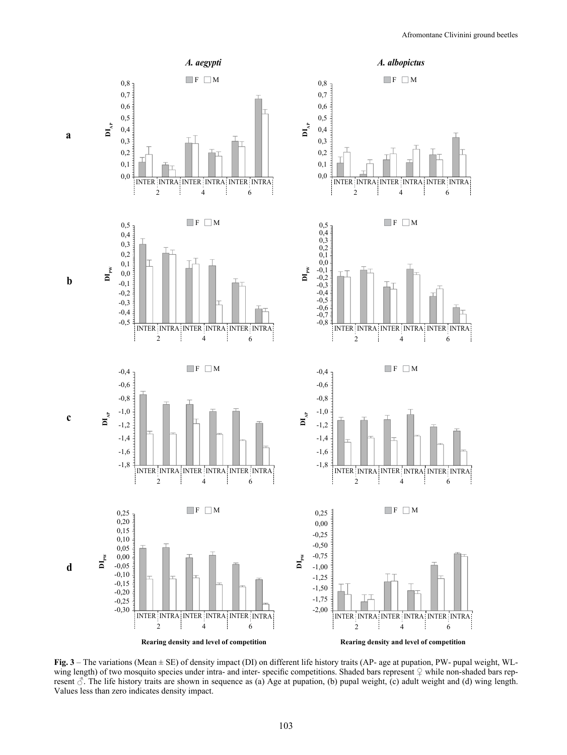**Fig. 3** – The variations (Mean ± SE) of density impact (DI) on different life history traits (AP- age at pupation, PW- pupal weight, WL- wing length) of two mosquito species under intra- and inter- specific competitions. Shaded bars represent ♀ while non-shaded bars represent ♂. The life history traits are shown in sequence as (a) Age at pupation, (b) pupal weight, (c) adult weight and (d) wing length. Values less than zero indicates density impact.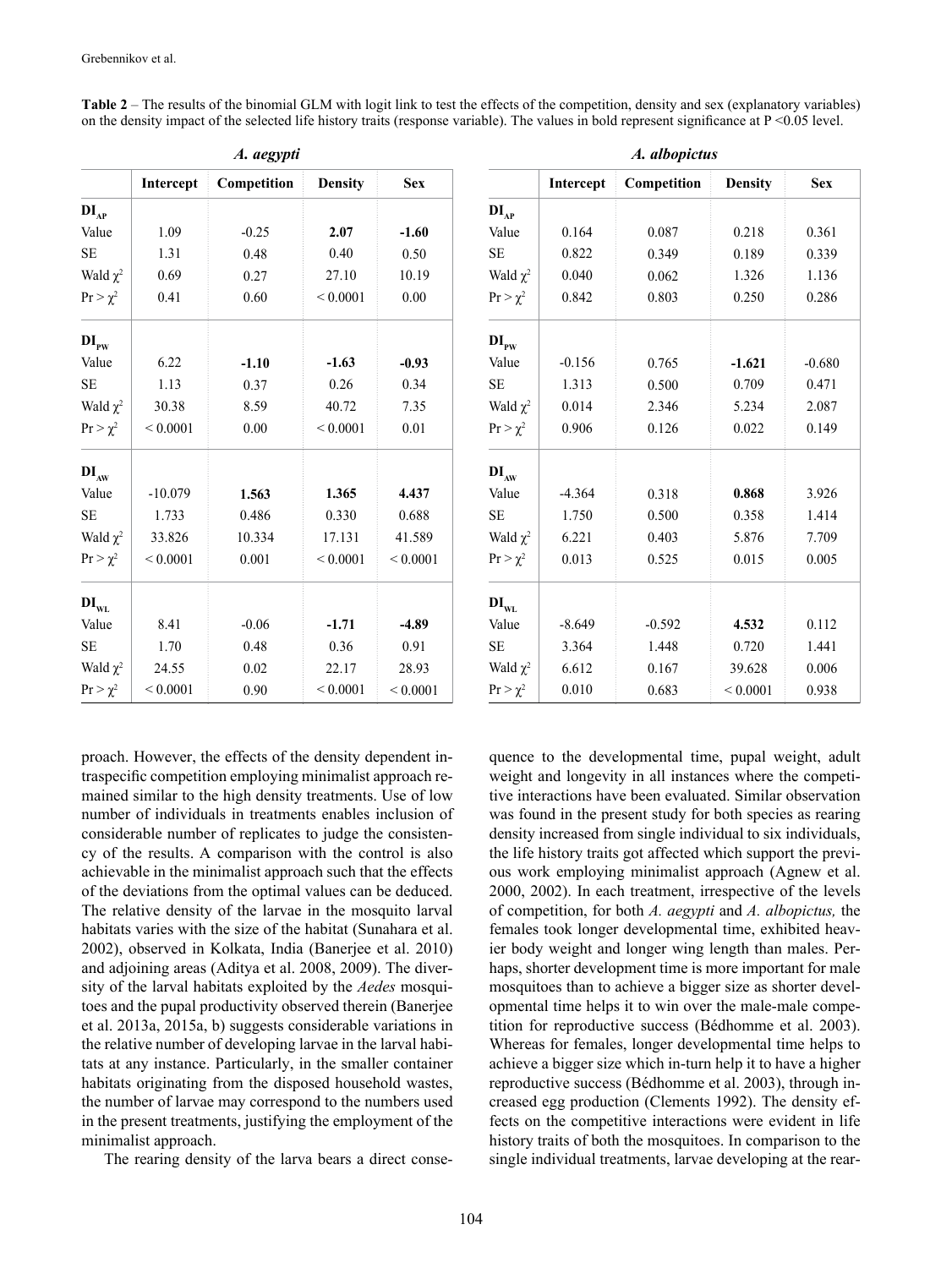**Table 2** – The results of the binomial GLM with logit link to test the effects of the competition, density and sex (explanatory variables) on the density impact of the selected life history traits (response variable). The values in bold represent significance at P <0.05 level.

*A. aegypti*

| | Intercept | Competition | Density | Sex |
|---|---|---|---|---|
| $DI_{AP}$ | | | | |
| Value | 1.09 | -0.25 | **2.07** | **-1.60** |
| SE | 1.31 | 0.48 | 0.40 | 0.50 |
| Wald $\chi^2$ | 0.69 | 0.27 | 27.10 | 10.19 |
| $Pr > \chi^2$ | 0.41 | 0.60 | < 0.0001 | 0.00 |
| $DI_{PW}$ | | | | |
| Value | 6.22 | **-1.10** | **-1.63** | **-0.93** |
| SE | 1.13 | 0.37 | 0.26 | 0.34 |
| Wald $\chi^2$ | 30.38 | 8.59 | 40.72 | 7.35 |
| $Pr > \chi^2$ | < 0.0001 | 0.00 | < 0.0001 | 0.01 |
| $DI_{AW}$ | | | | |
| Value | -10.079 | **1.563** | **1.365** | **4.437** |
| SE | 1.733 | 0.486 | 0.330 | 0.688 |
| Wald $\chi^2$ | 33.826 | 10.334 | 17.131 | 41.589 |
| $Pr > \chi^2$ | < 0.0001 | 0.001 | < 0.0001 | < 0.0001 |
| $DI_{WL}$ | | | | |
| Value | 8.41 | -0.06 | **-1.71** | **-4.89** |
| SE | 1.70 | 0.48 | 0.36 | 0.91 |
| Wald $\chi^2$ | 24.55 | 0.02 | 22.17 | 28.93 |
| $Pr > \chi^2$ | < 0.0001 | 0.90 | < 0.0001 | < 0.0001 |

*A. albopictus*

| | Intercept | Competition | Density | Sex |
|---|---|---|---|---|
| $DI_{AP}$ | | | | |
| Value | 0.164 | 0.087 | 0.218 | 0.361 |
| SE | 0.822 | 0.349 | 0.189 | 0.339 |
| Wald $\chi^2$ | 0.040 | 0.062 | 1.326 | 1.136 |
| $Pr > \chi^2$ | 0.842 | 0.803 | 0.250 | 0.286 |
| $DI_{PW}$ | | | | |
| Value | -0.156 | 0.765 | **-1.621** | -0.680 |
| SE | 1.313 | 0.500 | 0.709 | 0.471 |
| Wald $\chi^2$ | 0.014 | 2.346 | 5.234 | 2.087 |
| $Pr > \chi^2$ | 0.906 | 0.126 | 0.022 | 0.149 |
| $DI_{AW}$ | | | | |
| Value | -4.364 | 0.318 | **0.868** | 3.926 |
| SE | 1.750 | 0.500 | 0.358 | 1.414 |
| Wald $\chi^2$ | 6.221 | 0.403 | 5.876 | 7.709 |
| $Pr > \chi^2$ | 0.013 | 0.525 | 0.015 | 0.005 |
| $DI_{WL}$ | | | | |
| Value | -8.649 | -0.592 | **4.532** | 0.112 |
| SE | 3.364 | 1.448 | 0.720 | 1.441 |
| Wald $\chi^2$ | 6.612 | 0.167 | 39.628 | 0.006 |
| $Pr > \chi^2$ | 0.010 | 0.683 | < 0.0001 | 0.938 |

proach. However, the effects of the density dependent intraspecific competition employing minimalist approach remained similar to the high density treatments. Use of low number of individuals in treatments enables inclusion of considerable number of replicates to judge the consistency of the results. A comparison with the control is also achievable in the minimalist approach such that the effects of the deviations from the optimal values can be deduced. The relative density of the larvae in the mosquito larval habitats varies with the size of the habitat (Sunahara et al. 2002), observed in Kolkata, India (Banerjee et al. 2010) and adjoining areas (Aditya et al. 2008, 2009). The diversity of the larval habitats exploited by the *Aedes* mosquitoes and the pupal productivity observed therein (Banerjee et al. 2013a, 2015a, b) suggests considerable variations in the relative number of developing larvae in the larval habitats at any instance. Particularly, in the smaller container habitats originating from the disposed household wastes, the number of larvae may correspond to the numbers used in the present treatments, justifying the employment of the minimalist approach.

The rearing density of the larva bears a direct consequence to the developmental time, pupal weight, adult weight and longevity in all instances where the competitive interactions have been evaluated. Similar observation was found in the present study for both species as rearing density increased from single individual to six individuals, the life history traits got affected which support the previous work employing minimalist approach (Agnew et al. 2000, 2002). In each treatment, irrespective of the levels of competition, for both *A. aegypti* and *A. albopictus,* the females took longer developmental time, exhibited heavier body weight and longer wing length than males. Perhaps, shorter development time is more important for male mosquitoes than to achieve a bigger size as shorter developmental time helps it to win over the male-male competition for reproductive success (Bédhomme et al. 2003). Whereas for females, longer developmental time helps to achieve a bigger size which in-turn help it to have a higher reproductive success (Bédhomme et al. 2003), through increased egg production (Clements 1992). The density effects on the competitive interactions were evident in life history traits of both the mosquitoes. In comparison to the single individual treatments, larvae developing at the rear-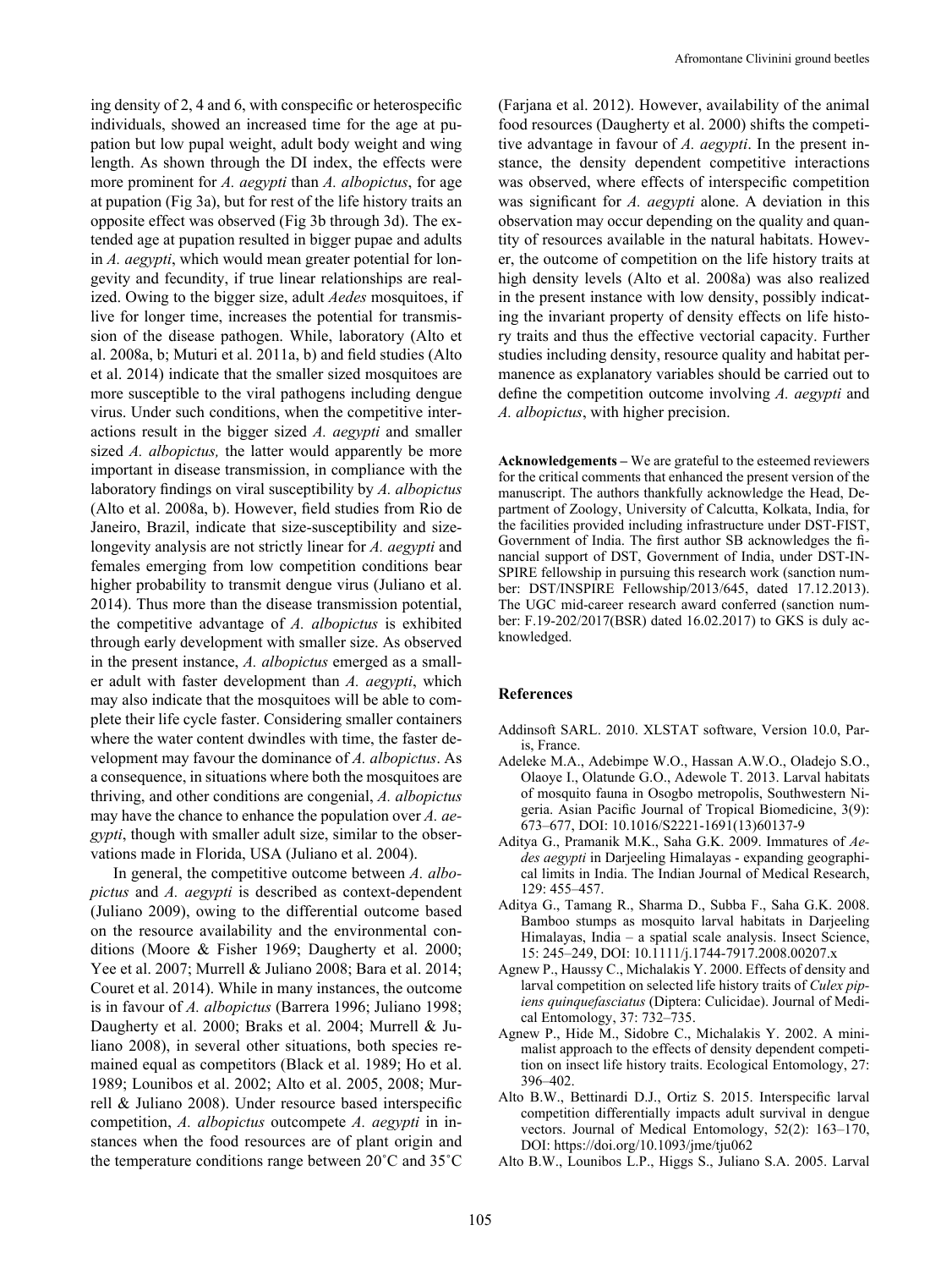ing density of 2, 4 and 6, with conspecific or heterospecific individuals, showed an increased time for the age at pupation but low pupal weight, adult body weight and wing length. As shown through the DI index, the effects were more prominent for *A. aegypti* than *A. albopictus*, for age at pupation (Fig 3a), but for rest of the life history traits an opposite effect was observed (Fig 3b through 3d). The extended age at pupation resulted in bigger pupae and adults in *A. aegypti*, which would mean greater potential for longevity and fecundity, if true linear relationships are realized. Owing to the bigger size, adult *Aedes* mosquitoes, if live for longer time, increases the potential for transmission of the disease pathogen. While, laboratory (Alto et al. 2008a, b; Muturi et al. 2011a, b) and field studies (Alto et al. 2014) indicate that the smaller sized mosquitoes are more susceptible to the viral pathogens including dengue virus. Under such conditions, when the competitive interactions result in the bigger sized *A. aegypti* and smaller sized *A. albopictus,* the latter would apparently be more important in disease transmission, in compliance with the laboratory findings on viral susceptibility by *A. albopictus* (Alto et al. 2008a, b). However, field studies from Rio de Janeiro, Brazil, indicate that size-susceptibility and size-longevity analysis are not strictly linear for *A. aegypti* and females emerging from low competition conditions bear higher probability to transmit dengue virus (Juliano et al. 2014). Thus more than the disease transmission potential, the competitive advantage of *A. albopictus* is exhibited through early development with smaller size. As observed in the present instance, *A. albopictus* emerged as a smaller adult with faster development than *A. aegypti*, which may also indicate that the mosquitoes will be able to complete their life cycle faster. Considering smaller containers where the water content dwindles with time, the faster development may favour the dominance of *A. albopictus*. As a consequence, in situations where both the mosquitoes are thriving, and other conditions are congenial, *A. albopictus* may have the chance to enhance the population over *A. aegypti*, though with smaller adult size, similar to the observations made in Florida, USA (Juliano et al. 2004).

In general, the competitive outcome between *A. albopictus* and *A. aegypti* is described as context-dependent (Juliano 2009), owing to the differential outcome based on the resource availability and the environmental conditions (Moore & Fisher 1969; Daugherty et al. 2000; Yee et al. 2007; Murrell & Juliano 2008; Bara et al. 2014; Couret et al. 2014). While in many instances, the outcome is in favour of *A. albopictus* (Barrera 1996; Juliano 1998; Daugherty et al. 2000; Braks et al. 2004; Murrell & Juliano 2008), in several other situations, both species remained equal as competitors (Black et al. 1989; Ho et al. 1989; Lounibos et al. 2002; Alto et al. 2005, 2008; Murrell & Juliano 2008). Under resource based interspecific competition, *A. albopictus* outcompete *A. aegypti* in instances when the food resources are of plant origin and the temperature conditions range between 20˚C and 35˚C (Farjana et al. 2012). However, availability of the animal food resources (Daugherty et al. 2000) shifts the competitive advantage in favour of *A. aegypti*. In the present instance, the density dependent competitive interactions was observed, where effects of interspecific competition was significant for *A. aegypti* alone. A deviation in this observation may occur depending on the quality and quantity of resources available in the natural habitats. However, the outcome of competition on the life history traits at high density levels (Alto et al. 2008a) was also realized in the present instance with low density, possibly indicating the invariant property of density effects on life history traits and thus the effective vectorial capacity. Further studies including density, resource quality and habitat permanence as explanatory variables should be carried out to define the competition outcome involving *A. aegypti* and *A. albopictus*, with higher precision.

**Acknowledgements –** We are grateful to the esteemed reviewers for the critical comments that enhanced the present version of the manuscript. The authors thankfully acknowledge the Head, Department of Zoology, University of Calcutta, Kolkata, India, for the facilities provided including infrastructure under DST-FIST, Government of India. The first author SB acknowledges the financial support of DST, Government of India, under DST-INSPIRE fellowship in pursuing this research work (sanction number: DST/INSPIRE Fellowship/2013/645, dated 17.12.2013). The UGC mid-career research award conferred (sanction number: F.19-202/2017(BSR) dated 16.02.2017) to GKS is duly acknowledged.

## References

Addinsoft SARL. 2010. XLSTAT software, Version 10.0, Paris, France.

Adeleke M.A., Adebimpe W.O., Hassan A.W.O., Oladejo S.O., Olaoye I., Olatunde G.O., Adewole T. 2013. Larval habitats of mosquito fauna in Osogbo metropolis, Southwestern Nigeria. Asian Pacific Journal of Tropical Biomedicine, 3(9): 673–677, DOI: 10.1016/S2221-1691(13)60137-9

Aditya G., Pramanik M.K., Saha G.K. 2009. Immatures of *Aedes aegypti* in Darjeeling Himalayas - expanding geographical limits in India. The Indian Journal of Medical Research, 129: 455–457.

Aditya G., Tamang R., Sharma D., Subba F., Saha G.K. 2008. Bamboo stumps as mosquito larval habitats in Darjeeling Himalayas, India – a spatial scale analysis. Insect Science, 15: 245–249, DOI: 10.1111/j.1744-7917.2008.00207.x

Agnew P., Haussy C., Michalakis Y. 2000. Effects of density and larval competition on selected life history traits of *Culex pipiens quinquefasciatus* (Diptera: Culicidae). Journal of Medical Entomology, 37: 732–735.

Agnew P., Hide M., Sidobre C., Michalakis Y. 2002. A minimalist approach to the effects of density dependent competition on insect life history traits. Ecological Entomology, 27: 396–402.

Alto B.W., Bettinardi D.J., Ortiz S. 2015. Interspecific larval competition differentially impacts adult survival in dengue vectors. Journal of Medical Entomology, 52(2): 163–170, DOI: https://doi.org/10.1093/jme/tju062

Alto B.W., Lounibos L.P., Higgs S., Juliano S.A. 2005. Larval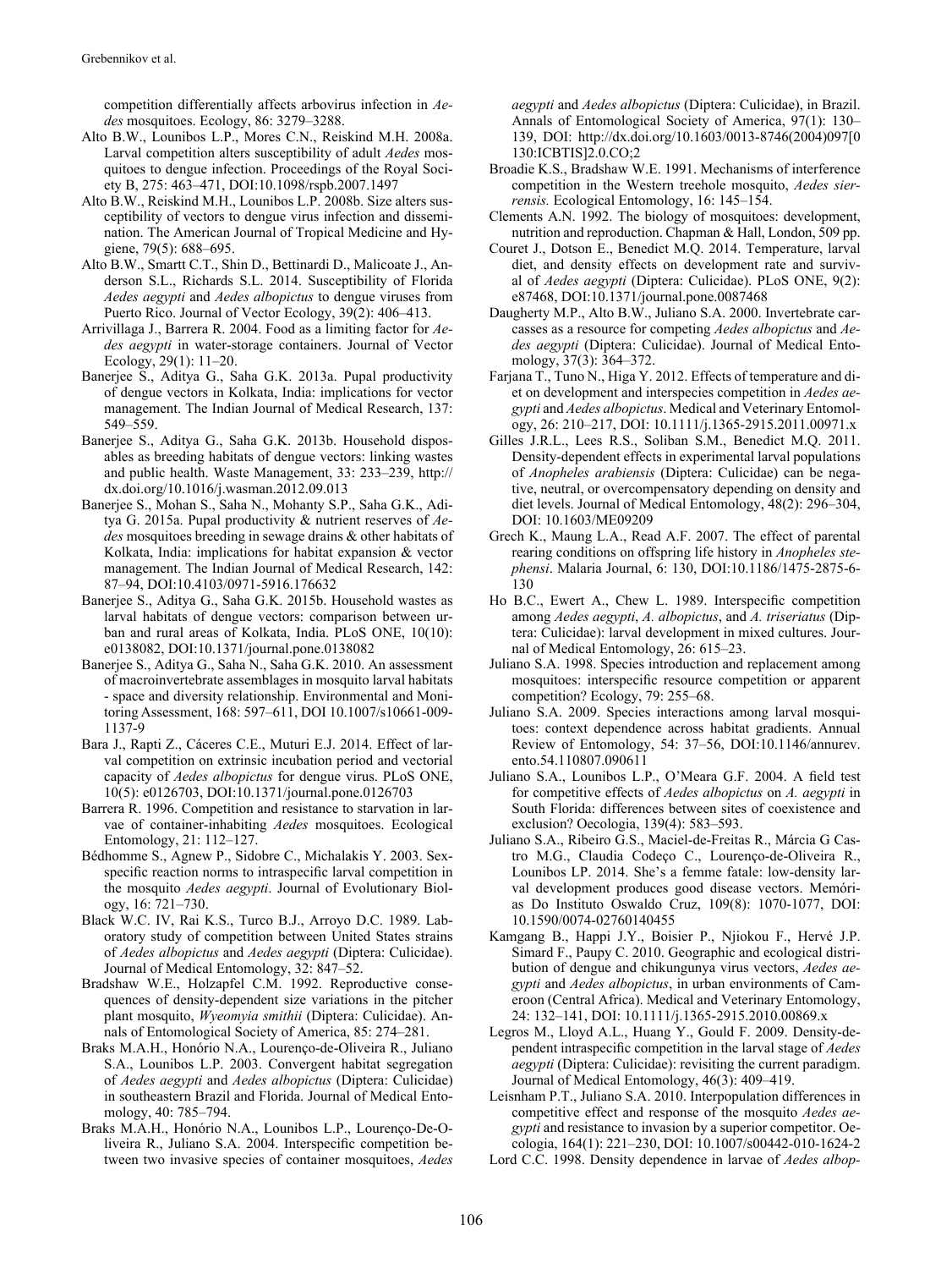competition differentially affects arbovirus infection in *Aedes* mosquitoes. Ecology, 86: 3279–3288.

Alto B.W., Lounibos L.P., Mores C.N., Reiskind M.H. 2008a. Larval competition alters susceptibility of adult *Aedes* mosquitoes to dengue infection. Proceedings of the Royal Society B, 275: 463–471, DOI:10.1098/rspb.2007.1497

Alto B.W., Reiskind M.H., Lounibos L.P. 2008b. Size alters susceptibility of vectors to dengue virus infection and dissemination. The American Journal of Tropical Medicine and Hygiene, 79(5): 688–695.

Alto B.W., Smartt C.T., Shin D., Bettinardi D., Malicoate J., Anderson S.L., Richards S.L. 2014. Susceptibility of Florida *Aedes aegypti* and *Aedes albopictus* to dengue viruses from Puerto Rico. Journal of Vector Ecology, 39(2): 406–413.

Arrivillaga J., Barrera R. 2004. Food as a limiting factor for *Aedes aegypti* in water-storage containers. Journal of Vector Ecology, 29(1): 11–20.

Banerjee S., Aditya G., Saha G.K. 2013a. Pupal productivity of dengue vectors in Kolkata, India: implications for vector management. The Indian Journal of Medical Research, 137: 549–559.

Banerjee S., Aditya G., Saha G.K. 2013b. Household disposables as breeding habitats of dengue vectors: linking wastes and public health. Waste Management, 33: 233–239, http://dx.doi.org/10.1016/j.wasman.2012.09.013

Banerjee S., Mohan S., Saha N., Mohanty S.P., Saha G.K., Aditya G. 2015a. Pupal productivity & nutrient reserves of *Aedes* mosquitoes breeding in sewage drains & other habitats of Kolkata, India: implications for habitat expansion & vector management. The Indian Journal of Medical Research, 142: 87–94, DOI:10.4103/0971-5916.176632

Banerjee S., Aditya G., Saha G.K. 2015b. Household wastes as larval habitats of dengue vectors: comparison between urban and rural areas of Kolkata, India. PLoS ONE, 10(10): e0138082, DOI:10.1371/journal.pone.0138082

Banerjee S., Aditya G., Saha N., Saha G.K. 2010. An assessment of macroinvertebrate assemblages in mosquito larval habitats - space and diversity relationship. Environmental and Monitoring Assessment, 168: 597–611, DOI 10.1007/s10661-009-1137-9

Bara J., Rapti Z., Cáceres C.E., Muturi E.J. 2014. Effect of larval competition on extrinsic incubation period and vectorial capacity of *Aedes albopictus* for dengue virus. PLoS ONE, 10(5): e0126703, DOI:10.1371/journal.pone.0126703

Barrera R. 1996. Competition and resistance to starvation in larvae of container-inhabiting *Aedes* mosquitoes. Ecological Entomology, 21: 112–127.

Bédhomme S., Agnew P., Sidobre C., Michalakis Y. 2003. Sex-specific reaction norms to intraspecific larval competition in the mosquito *Aedes aegypti*. Journal of Evolutionary Biology, 16: 721–730.

Black W.C. IV, Rai K.S., Turco B.J., Arroyo D.C. 1989. Laboratory study of competition between United States strains of *Aedes albopictus* and *Aedes aegypti* (Diptera: Culicidae). Journal of Medical Entomology, 32: 847–52.

Bradshaw W.E., Holzapfel C.M. 1992. Reproductive consequences of density-dependent size variations in the pitcher plant mosquito, *Wyeomyia smithii* (Diptera: Culicidae). Annals of Entomological Society of America, 85: 274–281.

Braks M.A.H., Honório N.A., Lourenço-de-Oliveira R., Juliano S.A., Lounibos L.P. 2003. Convergent habitat segregation of *Aedes aegypti* and *Aedes albopictus* (Diptera: Culicidae) in southeastern Brazil and Florida. Journal of Medical Entomology, 40: 785–794.

Braks M.A.H., Honório N.A., Lounibos L.P., Lourenço-De-Oliveira R., Juliano S.A. 2004. Interspecific competition between two invasive species of container mosquitoes, *Aedes aegypti* and *Aedes albopictus* (Diptera: Culicidae), in Brazil. Annals of Entomological Society of America, 97(1): 130–139, DOI: http://dx.doi.org/10.1603/0013-8746(2004)097[0130:ICBTIS]2.0.CO;2

Broadie K.S., Bradshaw W.E. 1991. Mechanisms of interference competition in the Western treehole mosquito, *Aedes sierrensis.* Ecological Entomology, 16: 145–154.

Clements A.N. 1992. The biology of mosquitoes: development, nutrition and reproduction. Chapman & Hall, London, 509 pp.

Couret J., Dotson E., Benedict M.Q. 2014. Temperature, larval diet, and density effects on development rate and survival of *Aedes aegypti* (Diptera: Culicidae). PLoS ONE, 9(2): e87468, DOI:10.1371/journal.pone.0087468

Daugherty M.P., Alto B.W., Juliano S.A. 2000. Invertebrate carcasses as a resource for competing *Aedes albopictus* and *Aedes aegypti* (Diptera: Culicidae). Journal of Medical Entomology, 37(3): 364–372.

Farjana T., Tuno N., Higa Y. 2012. Effects of temperature and diet on development and interspecies competition in *Aedes aegypti* and *Aedes albopictus*. Medical and Veterinary Entomology, 26: 210–217, DOI: 10.1111/j.1365-2915.2011.00971.x

Gilles J.R.L., Lees R.S., Soliban S.M., Benedict M.Q. 2011. Density-dependent effects in experimental larval populations of *Anopheles arabiensis* (Diptera: Culicidae) can be negative, neutral, or overcompensatory depending on density and diet levels. Journal of Medical Entomology, 48(2): 296–304, DOI: 10.1603/ME09209

Grech K., Maung L.A., Read A.F. 2007. The effect of parental rearing conditions on offspring life history in *Anopheles stephensi*. Malaria Journal, 6: 130, DOI:10.1186/1475-2875-6-130

Ho B.C., Ewert A., Chew L. 1989. Interspecific competition among *Aedes aegypti*, *A. albopictus*, and *A. triseriatus* (Diptera: Culicidae): larval development in mixed cultures. Journal of Medical Entomology, 26: 615–23.

Juliano S.A. 1998. Species introduction and replacement among mosquitoes: interspecific resource competition or apparent competition? Ecology, 79: 255–68.

Juliano S.A. 2009. Species interactions among larval mosquitoes: context dependence across habitat gradients. Annual Review of Entomology, 54: 37–56, DOI:10.1146/annurev.ento.54.110807.090611

Juliano S.A., Lounibos L.P., O'Meara G.F. 2004. A field test for competitive effects of *Aedes albopictus* on *A. aegypti* in South Florida: differences between sites of coexistence and exclusion? Oecologia, 139(4): 583–593.

Juliano S.A., Ribeiro G.S., Maciel-de-Freitas R., Márcia G Castro M.G., Claudia Codeço C., Lourenço-de-Oliveira R., Lounibos LP. 2014. She's a femme fatale: low-density larval development produces good disease vectors. Memórias Do Instituto Oswaldo Cruz, 109(8): 1070-1077, DOI: 10.1590/0074-02760140455

Kamgang B., Happi J.Y., Boisier P., Njiokou F., Hervé J.P. Simard F., Paupy C. 2010. Geographic and ecological distribution of dengue and chikungunya virus vectors, *Aedes aegypti* and *Aedes albopictus*, in urban environments of Cameroon (Central Africa). Medical and Veterinary Entomology, 24: 132–141, DOI: 10.1111/j.1365-2915.2010.00869.x

Legros M., Lloyd A.L., Huang Y., Gould F. 2009. Density-dependent intraspecific competition in the larval stage of *Aedes aegypti* (Diptera: Culicidae): revisiting the current paradigm. Journal of Medical Entomology, 46(3): 409–419.

Leisnham P.T., Juliano S.A. 2010. Interpopulation differences in competitive effect and response of the mosquito *Aedes aegypti* and resistance to invasion by a superior competitor. Oecologia, 164(1): 221–230, DOI: 10.1007/s00442-010-1624-2

Lord C.C. 1998. Density dependence in larvae of *Aedes albop-*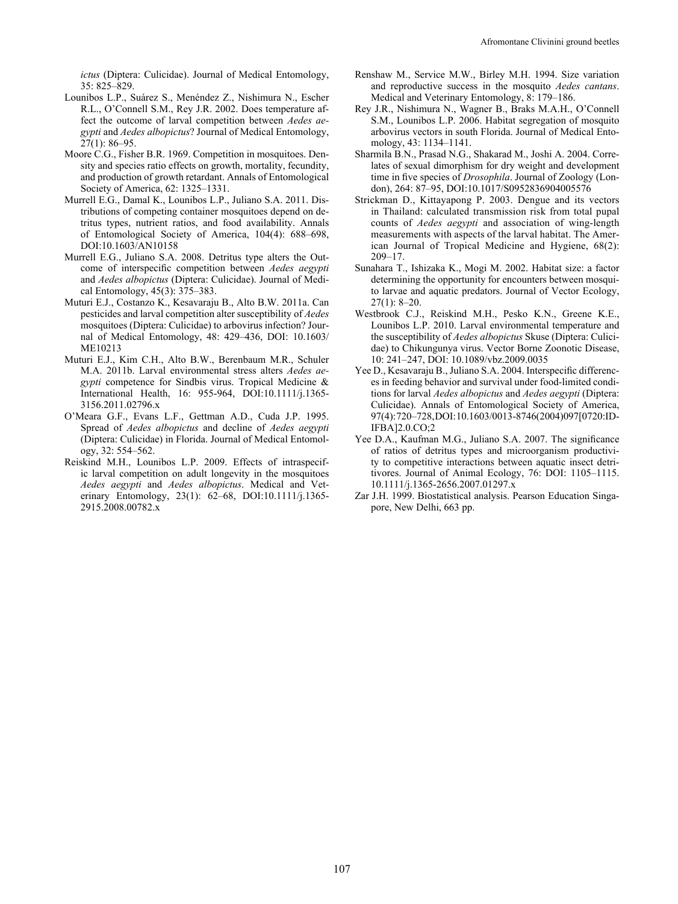*ictus* (Diptera: Culicidae). Journal of Medical Entomology, 35: 825–829.

Lounibos L.P., Suárez S., Menéndez Z., Nishimura N., Escher R.L., O'Connell S.M., Rey J.R. 2002. Does temperature affect the outcome of larval competition between *Aedes aegypti* and *Aedes albopictus*? Journal of Medical Entomology, 27(1): 86–95.

Moore C.G., Fisher B.R. 1969. Competition in mosquitoes. Density and species ratio effects on growth, mortality, fecundity, and production of growth retardant. Annals of Entomological Society of America, 62: 1325–1331.

Murrell E.G., Damal K., Lounibos L.P., Juliano S.A. 2011. Distributions of competing container mosquitoes depend on detritus types, nutrient ratios, and food availability. Annals of Entomological Society of America, 104(4): 688–698, DOI:10.1603/AN10158

Murrell E.G., Juliano S.A. 2008. Detritus type alters the Outcome of interspecific competition between *Aedes aegypti* and *Aedes albopictus* (Diptera: Culicidae). Journal of Medical Entomology, 45(3): 375–383.

Muturi E.J., Costanzo K., Kesavaraju B., Alto B.W. 2011a. Can pesticides and larval competition alter susceptibility of *Aedes* mosquitoes (Diptera: Culicidae) to arbovirus infection? Journal of Medical Entomology, 48: 429–436, DOI: 10.1603/ME10213

Muturi E.J., Kim C.H., Alto B.W., Berenbaum M.R., Schuler M.A. 2011b. Larval environmental stress alters *Aedes aegypti* competence for Sindbis virus. Tropical Medicine & International Health, 16: 955-964, DOI:10.1111/j.1365-3156.2011.02796.x

O'Meara G.F., Evans L.F., Gettman A.D., Cuda J.P. 1995. Spread of *Aedes albopictus* and decline of *Aedes aegypti* (Diptera: Culicidae) in Florida. Journal of Medical Entomology, 32: 554–562.

Reiskind M.H., Lounibos L.P. 2009. Effects of intraspecific larval competition on adult longevity in the mosquitoes *Aedes aegypti* and *Aedes albopictus*. Medical and Veterinary Entomology, 23(1): 62–68, DOI:10.1111/j.1365-2915.2008.00782.x

Renshaw M., Service M.W., Birley M.H. 1994. Size variation and reproductive success in the mosquito *Aedes cantans*. Medical and Veterinary Entomology, 8: 179–186.

Rey J.R., Nishimura N., Wagner B., Braks M.A.H., O'Connell S.M., Lounibos L.P. 2006. Habitat segregation of mosquito arbovirus vectors in south Florida. Journal of Medical Entomology, 43: 1134–1141.

Sharmila B.N., Prasad N.G., Shakarad M., Joshi A. 2004. Correlates of sexual dimorphism for dry weight and development time in five species of *Drosophila*. Journal of Zoology (London), 264: 87–95, DOI:10.1017/S0952836904005576

Strickman D., Kittayapong P. 2003. Dengue and its vectors in Thailand: calculated transmission risk from total pupal counts of *Aedes aegypti* and association of wing-length measurements with aspects of the larval habitat. The American Journal of Tropical Medicine and Hygiene, 68(2): 209–17.

Sunahara T., Ishizaka K., Mogi M. 2002. Habitat size: a factor determining the opportunity for encounters between mosquito larvae and aquatic predators. Journal of Vector Ecology, 27(1): 8–20.

Westbrook C.J., Reiskind M.H., Pesko K.N., Greene K.E., Lounibos L.P. 2010. Larval environmental temperature and the susceptibility of *Aedes albopictus* Skuse (Diptera: Culicidae) to Chikungunya virus. Vector Borne Zoonotic Disease, 10: 241–247, DOI: 10.1089/vbz.2009.0035

Yee D., Kesavaraju B., Juliano S.A. 2004. Interspecific differences in feeding behavior and survival under food-limited conditions for larval *Aedes albopictus* and *Aedes aegypti* (Diptera: Culicidae). Annals of Entomological Society of America, 97(4):720–728,DOI:10.1603/0013-8746(2004)097[0720:IDIFBA]2.0.CO;2

Yee D.A., Kaufman M.G., Juliano S.A. 2007. The significance of ratios of detritus types and microorganism productivity to competitive interactions between aquatic insect detritivores. Journal of Animal Ecology, 76: DOI: 1105–1115. 10.1111/j.1365-2656.2007.01297.x

Zar J.H. 1999. Biostatistical analysis. Pearson Education Singapore, New Delhi, 663 pp.